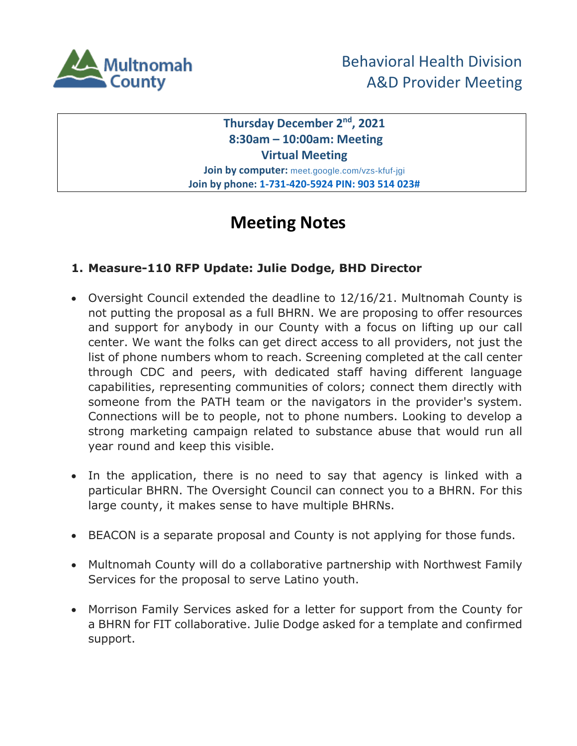Multnomah County

# Behavioral Health Division
# A&D Provider Meeting

**Thursday December 2nd, 2021**
**8:30am – 10:00am: Meeting**
**Virtual Meeting**
**Join by computer:** meet.google.com/vzs-kfuf-jgi
**Join by phone: 1-731-420-5924 PIN: 903 514 023#**

# Meeting Notes

## 1. Measure-110 RFP Update: Julie Dodge, BHD Director

- Oversight Council extended the deadline to 12/16/21. Multnomah County is not putting the proposal as a full BHRN. We are proposing to offer resources and support for anybody in our County with a focus on lifting up our call center. We want the folks can get direct access to all providers, not just the list of phone numbers whom to reach. Screening completed at the call center through CDC and peers, with dedicated staff having different language capabilities, representing communities of colors; connect them directly with someone from the PATH team or the navigators in the provider's system. Connections will be to people, not to phone numbers. Looking to develop a strong marketing campaign related to substance abuse that would run all year round and keep this visible.

- In the application, there is no need to say that agency is linked with a particular BHRN. The Oversight Council can connect you to a BHRN. For this large county, it makes sense to have multiple BHRNs.

- BEACON is a separate proposal and County is not applying for those funds.

- Multnomah County will do a collaborative partnership with Northwest Family Services for the proposal to serve Latino youth.

- Morrison Family Services asked for a letter for support from the County for a BHRN for FIT collaborative. Julie Dodge asked for a template and confirmed support.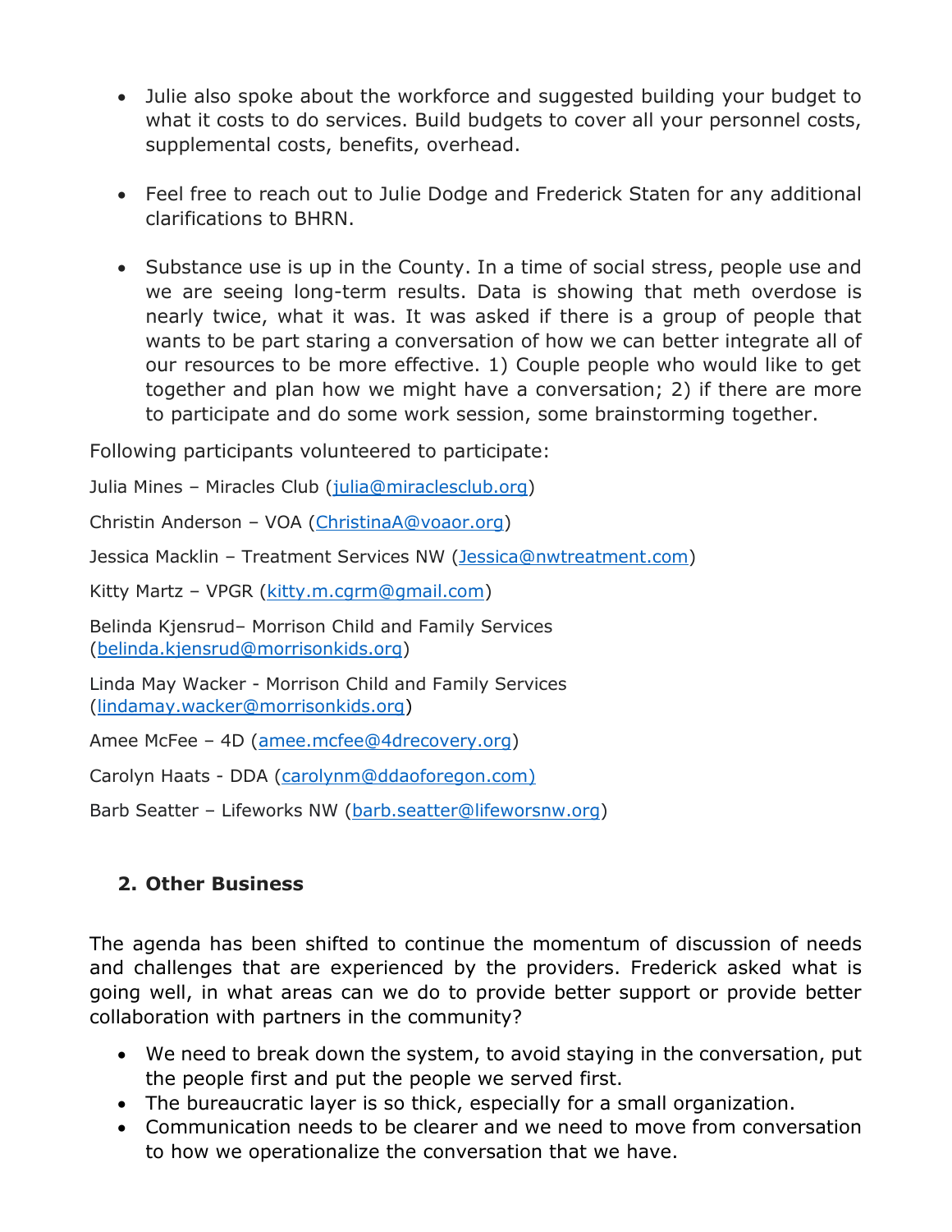- Julie also spoke about the workforce and suggested building your budget to what it costs to do services. Build budgets to cover all your personnel costs, supplemental costs, benefits, overhead.

- Feel free to reach out to Julie Dodge and Frederick Staten for any additional clarifications to BHRN.

- Substance use is up in the County. In a time of social stress, people use and we are seeing long-term results. Data is showing that meth overdose is nearly twice, what it was. It was asked if there is a group of people that wants to be part staring a conversation of how we can better integrate all of our resources to be more effective. 1) Couple people who would like to get together and plan how we might have a conversation; 2) if there are more to participate and do some work session, some brainstorming together.

Following participants volunteered to participate:

Julia Mines – Miracles Club (julia@miraclesclub.org)

Christin Anderson – VOA (ChristinaA@voaor.org)

Jessica Macklin – Treatment Services NW (Jessica@nwtreatment.com)

Kitty Martz – VPGR (kitty.m.cgrm@gmail.com)

Belinda Kjensrud– Morrison Child and Family Services (belinda.kjensrud@morrisonkids.org)

Linda May Wacker - Morrison Child and Family Services (lindamay.wacker@morrisonkids.org)

Amee McFee – 4D (amee.mcfee@4drecovery.org)

Carolyn Haats - DDA (carolynm@ddaoforegon.com)

Barb Seatter – Lifeworks NW (barb.seatter@lifeworsnw.org)

## 2. Other Business

The agenda has been shifted to continue the momentum of discussion of needs and challenges that are experienced by the providers. Frederick asked what is going well, in what areas can we do to provide better support or provide better collaboration with partners in the community?

- We need to break down the system, to avoid staying in the conversation, put the people first and put the people we served first.
- The bureaucratic layer is so thick, especially for a small organization.
- Communication needs to be clearer and we need to move from conversation to how we operationalize the conversation that we have.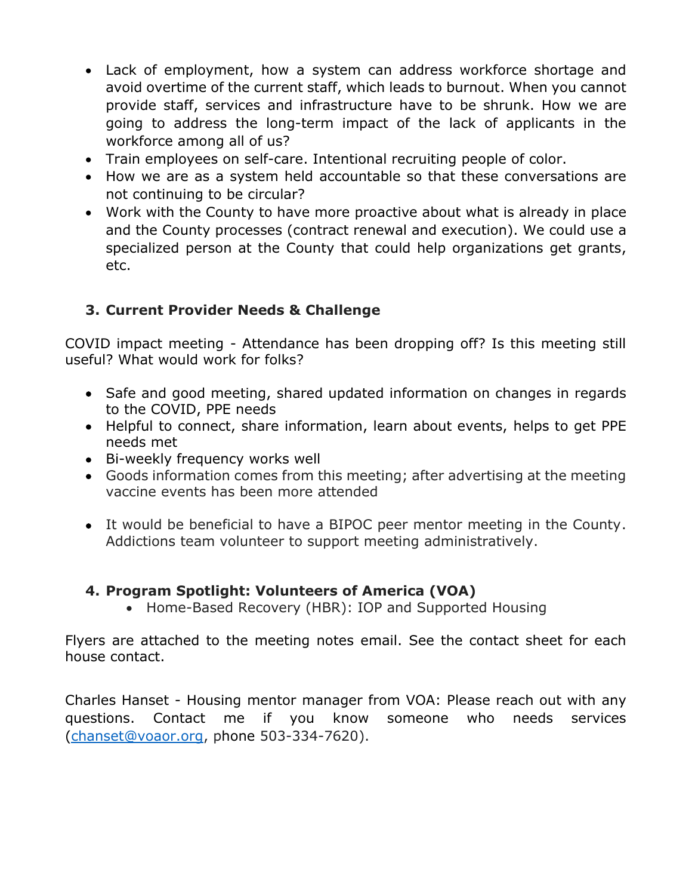- Lack of employment, how a system can address workforce shortage and avoid overtime of the current staff, which leads to burnout. When you cannot provide staff, services and infrastructure have to be shrunk. How we are going to address the long-term impact of the lack of applicants in the workforce among all of us?
- Train employees on self-care. Intentional recruiting people of color.
- How we are as a system held accountable so that these conversations are not continuing to be circular?
- Work with the County to have more proactive about what is already in place and the County processes (contract renewal and execution). We could use a specialized person at the County that could help organizations get grants, etc.

## 3. Current Provider Needs & Challenge

COVID impact meeting - Attendance has been dropping off? Is this meeting still useful? What would work for folks?

- Safe and good meeting, shared updated information on changes in regards to the COVID, PPE needs
- Helpful to connect, share information, learn about events, helps to get PPE needs met
- Bi-weekly frequency works well
- Goods information comes from this meeting; after advertising at the meeting vaccine events has been more attended

- It would be beneficial to have a BIPOC peer mentor meeting in the County. Addictions team volunteer to support meeting administratively.

## 4. Program Spotlight: Volunteers of America (VOA)

- Home-Based Recovery (HBR): IOP and Supported Housing

Flyers are attached to the meeting notes email. See the contact sheet for each house contact.

Charles Hanset - Housing mentor manager from VOA: Please reach out with any questions. Contact me if you know someone who needs services (chanset@voaor.org, phone 503-334-7620).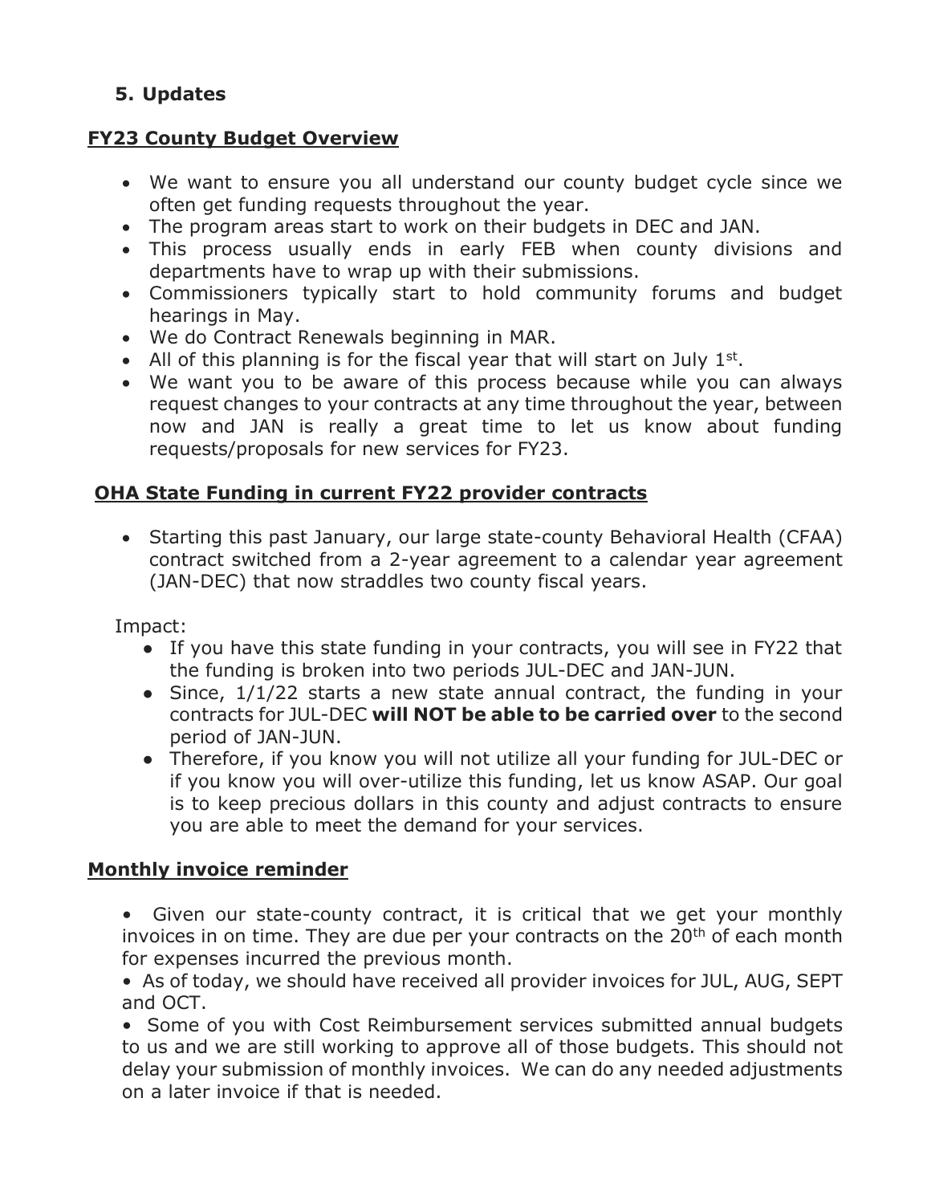## 5. Updates

**FY23 County Budget Overview**

- We want to ensure you all understand our county budget cycle since we often get funding requests throughout the year.
- The program areas start to work on their budgets in DEC and JAN.
- This process usually ends in early FEB when county divisions and departments have to wrap up with their submissions.
- Commissioners typically start to hold community forums and budget hearings in May.
- We do Contract Renewals beginning in MAR.
- All of this planning is for the fiscal year that will start on July 1st.
- We want you to be aware of this process because while you can always request changes to your contracts at any time throughout the year, between now and JAN is really a great time to let us know about funding requests/proposals for new services for FY23.

**OHA State Funding in current FY22 provider contracts**

- Starting this past January, our large state-county Behavioral Health (CFAA) contract switched from a 2-year agreement to a calendar year agreement (JAN-DEC) that now straddles two county fiscal years.

Impact:

- If you have this state funding in your contracts, you will see in FY22 that the funding is broken into two periods JUL-DEC and JAN-JUN.
- Since, 1/1/22 starts a new state annual contract, the funding in your contracts for JUL-DEC **will NOT be able to be carried over** to the second period of JAN-JUN.
- Therefore, if you know you will not utilize all your funding for JUL-DEC or if you know you will over-utilize this funding, let us know ASAP. Our goal is to keep precious dollars in this county and adjust contracts to ensure you are able to meet the demand for your services.

**Monthly invoice reminder**

- Given our state-county contract, it is critical that we get your monthly invoices in on time. They are due per your contracts on the 20th of each month for expenses incurred the previous month.
- As of today, we should have received all provider invoices for JUL, AUG, SEPT and OCT.
- Some of you with Cost Reimbursement services submitted annual budgets to us and we are still working to approve all of those budgets. This should not delay your submission of monthly invoices. We can do any needed adjustments on a later invoice if that is needed.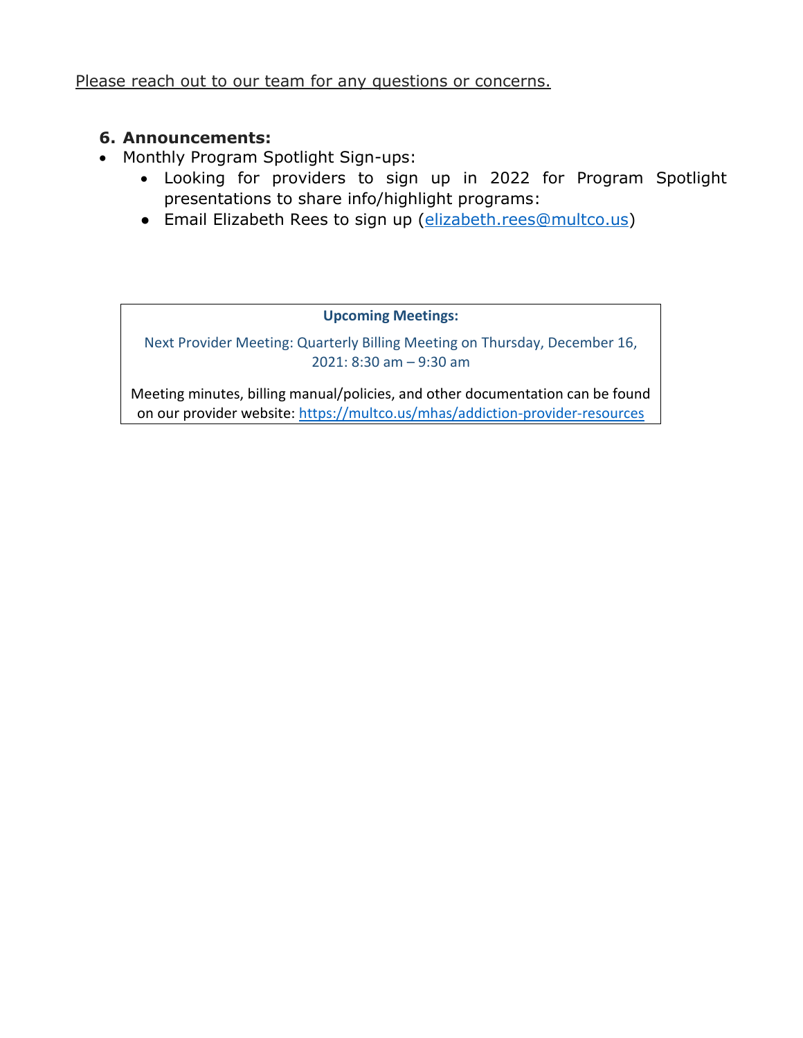Please reach out to our team for any questions or concerns.

### 6. Announcements:

- Monthly Program Spotlight Sign-ups:
    - Looking for providers to sign up in 2022 for Program Spotlight presentations to share info/highlight programs:
    - Email Elizabeth Rees to sign up (elizabeth.rees@multco.us)

**Upcoming Meetings:**

Next Provider Meeting: Quarterly Billing Meeting on Thursday, December 16, 2021: 8:30 am – 9:30 am

Meeting minutes, billing manual/policies, and other documentation can be found on our provider website: https://multco.us/mhas/addiction-provider-resources